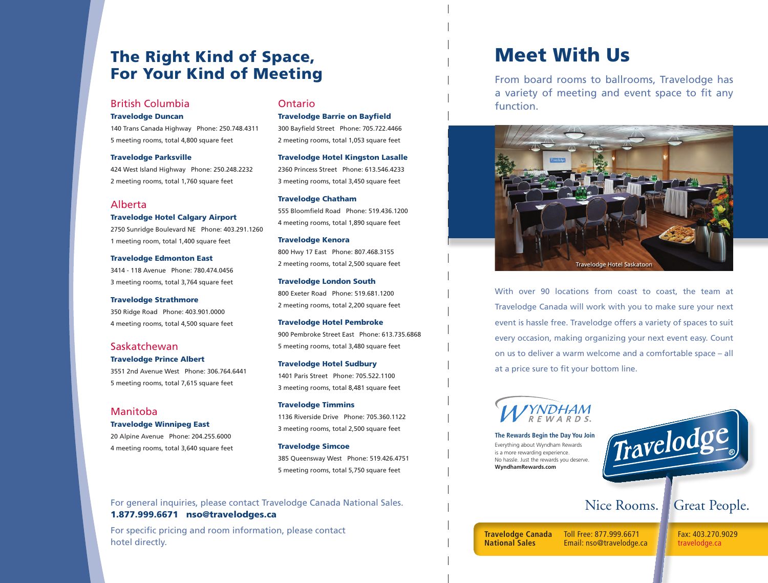# The Right Kind of Space, For Your Kind of Meeting

## British Columbia

**Travelodge Duncan**
140 Trans Canada Highway Phone: 250.748.4311
5 meeting rooms, total 4,800 square feet

**Travelodge Parksville**
424 West Island Highway Phone: 250.248.2232
2 meeting rooms, total 1,760 square feet

## Alberta

**Travelodge Hotel Calgary Airport**
2750 Sunridge Boulevard NE Phone: 403.291.1260
1 meeting room, total 1,400 square feet

**Travelodge Edmonton East**
3414 - 118 Avenue Phone: 780.474.0456
3 meeting rooms, total 3,764 square feet

**Travelodge Strathmore**
350 Ridge Road Phone: 403.901.0000
4 meeting rooms, total 4,500 square feet

## Saskatchewan

**Travelodge Prince Albert**
3551 2nd Avenue West Phone: 306.764.6441
5 meeting rooms, total 7,615 square feet

## Manitoba

**Travelodge Winnipeg East**
20 Alpine Avenue Phone: 204.255.6000
4 meeting rooms, total 3,640 square feet

## Ontario

**Travelodge Barrie on Bayfield**
300 Bayfield Street Phone: 705.722.4466
2 meeting rooms, total 1,053 square feet

**Travelodge Hotel Kingston Lasalle**
2360 Princess Street Phone: 613.546.4233
3 meeting rooms, total 3,450 square feet

**Travelodge Chatham**
555 Bloomfield Road Phone: 519.436.1200
4 meeting rooms, total 1,890 square feet

**Travelodge Kenora**
800 Hwy 17 East Phone: 807.468.3155
2 meeting rooms, total 2,500 square feet

**Travelodge London South**
800 Exeter Road Phone: 519.681.1200
2 meeting rooms, total 2,200 square feet

**Travelodge Hotel Pembroke**
900 Pembroke Street East Phone: 613.735.6868
5 meeting rooms, total 3,480 square feet

**Travelodge Hotel Sudbury**
1401 Paris Street Phone: 705.522.1100
3 meeting rooms, total 8,481 square feet

**Travelodge Timmins**
1136 Riverside Drive Phone: 705.360.1122
3 meeting rooms, total 2,500 square feet

**Travelodge Simcoe**
385 Queensway West Phone: 519.426.4751
5 meeting rooms, total 5,750 square feet

For general inquiries, please contact Travelodge Canada National Sales.
**1.877.999.6671 nso@travelodges.ca**

For specific pricing and room information, please contact hotel directly.

# Meet With Us

From board rooms to ballrooms, Travelodge has a variety of meeting and event space to fit any function.

Travelodge Hotel Saskatoon

With over 90 locations from coast to coast, the team at Travelodge Canada will work with you to make sure your next event is hassle free. Travelodge offers a variety of spaces to suit every occasion, making organizing your next event easy. Count on us to deliver a warm welcome and a comfortable space – all at a price sure to fit your bottom line.

WYNDHAM REWARDS.

**The Rewards Begin the Day You Join**
Everything about Wyndham Rewards is a more rewarding experience. No hassle. Just the rewards you deserve.
**WyndhamRewards.com**

Travelodge®

Nice Rooms. Great People.

**Travelodge Canada National Sales**
Toll Free: 877.999.6671
Email: nso@travelodge.ca
Fax: 403.270.9029
travelodge.ca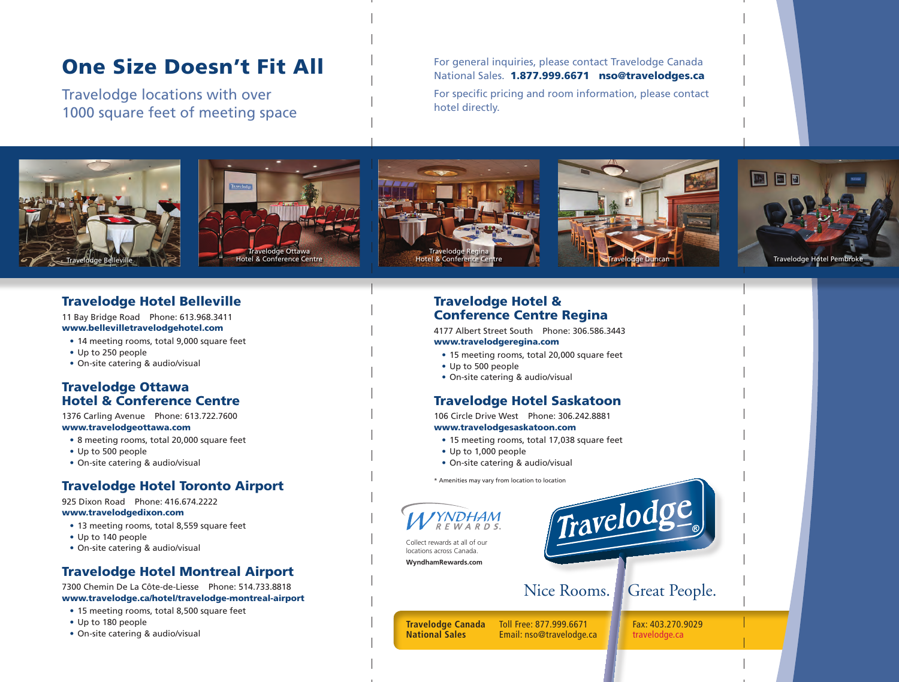# One Size Doesn't Fit All

Travelodge locations with over 1000 square feet of meeting space

For general inquiries, please contact Travelodge Canada National Sales. **1.877.999.6671 nso@travelodges.ca**

For specific pricing and room information, please contact hotel directly.

Travelodge Belleville

Travelodge Ottawa Hotel & Conference Centre

Travelodge Regina Hotel & Conference Centre

Travelodge Duncan

Travelodge Hotel Pembroke

## Travelodge Hotel Belleville

11 Bay Bridge Road Phone: 613.968.3411
**www.bellevilletravelodgehotel.com**

- 14 meeting rooms, total 9,000 square feet
- Up to 250 people
- On-site catering & audio/visual

## Travelodge Ottawa Hotel & Conference Centre

1376 Carling Avenue Phone: 613.722.7600
**www.travelodgeottawa.com**

- 8 meeting rooms, total 20,000 square feet
- Up to 500 people
- On-site catering & audio/visual

## Travelodge Hotel Toronto Airport

925 Dixon Road Phone: 416.674.2222
**www.travelodgedixon.com**

- 13 meeting rooms, total 8,559 square feet
- Up to 140 people
- On-site catering & audio/visual

## Travelodge Hotel Montreal Airport

7300 Chemin De La Côte-de-Liesse Phone: 514.733.8818
**www.travelodge.ca/hotel/travelodge-montreal-airport**

- 15 meeting rooms, total 8,500 square feet
- Up to 180 people
- On-site catering & audio/visual

## Travelodge Hotel & Conference Centre Regina

4177 Albert Street South Phone: 306.586.3443
**www.travelodgeregina.com**

- 15 meeting rooms, total 20,000 square feet
- Up to 500 people
- On-site catering & audio/visual

## Travelodge Hotel Saskatoon

106 Circle Drive West Phone: 306.242.8881
**www.travelodgesaskatoon.com**

- 15 meeting rooms, total 17,038 square feet
- Up to 1,000 people
- On-site catering & audio/visual

* Amenities may vary from location to location

WYNDHAM REWARDS.

Collect rewards at all of our locations across Canada.

**WyndhamRewards.com**

Travelodge®

Nice Rooms. Great People.

**Travelodge Canada National Sales** Toll Free: 877.999.6671 Email: nso@travelodge.ca Fax: 403.270.9029 travelodge.ca